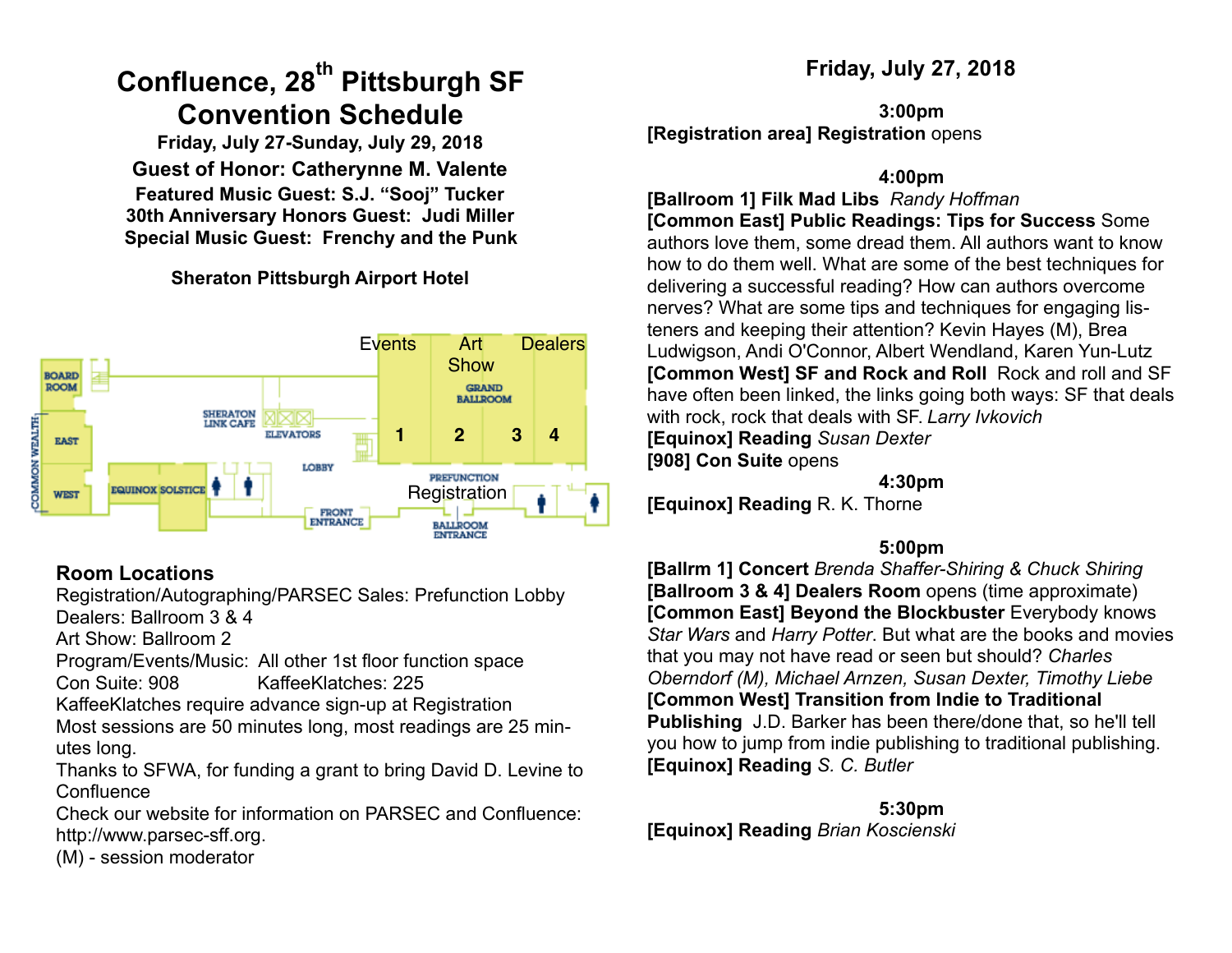# Confluence, 28th Pittsburgh SF Convention Schedule

**Friday, July 27-Sunday, July 29, 2018**

**Guest of Honor: Catherynne M. Valente**

**Featured Music Guest: S.J. "Sooj" Tucker**

**30th Anniversary Honors Guest: Judi Miller**

**Special Music Guest: Frenchy and the Punk**

**Sheraton Pittsburgh Airport Hotel**

## Room Locations

Registration/Autographing/PARSEC Sales: Prefunction Lobby
Dealers: Ballroom 3 & 4
Art Show: Ballroom 2
Program/Events/Music: All other 1st floor function space
Con Suite: 908 KaffeeKlatches: 225
KaffeeKlatches require advance sign-up at Registration
Most sessions are 50 minutes long, most readings are 25 minutes long.
Thanks to SFWA, for funding a grant to bring David D. Levine to Confluence
Check our website for information on PARSEC and Confluence: http://www.parsec-sff.org.
(M) - session moderator

## Friday, July 27, 2018

**3:00pm**

**[Registration area] Registration** opens

**4:00pm**

**[Ballroom 1] Filk Mad Libs** *Randy Hoffman*

**[Common East] Public Readings: Tips for Success** Some authors love them, some dread them. All authors want to know how to do them well. What are some of the best techniques for delivering a successful reading? How can authors overcome nerves? What are some tips and techniques for engaging listeners and keeping their attention? Kevin Hayes (M), Brea Ludwigson, Andi O'Connor, Albert Wendland, Karen Yun-Lutz

**[Common West] SF and Rock and Roll** Rock and roll and SF have often been linked, the links going both ways: SF that deals with rock, rock that deals with SF. *Larry Ivkovich*

**[Equinox] Reading** *Susan Dexter*

**[908] Con Suite** opens

**4:30pm**

**[Equinox] Reading** R. K. Thorne

**5:00pm**

**[Ballrm 1] Concert** *Brenda Shaffer-Shiring & Chuck Shiring*

**[Ballroom 3 & 4] Dealers Room** opens (time approximate)

**[Common East] Beyond the Blockbuster** Everybody knows *Star Wars* and *Harry Potter*. But what are the books and movies that you may not have read or seen but should? *Charles Oberndorf (M), Michael Arnzen, Susan Dexter, Timothy Liebe*

**[Common West] Transition from Indie to Traditional Publishing** J.D. Barker has been there/done that, so he'll tell you how to jump from indie publishing to traditional publishing.

**[Equinox] Reading** *S. C. Butler*

**5:30pm**

**[Equinox] Reading** *Brian Koscienski*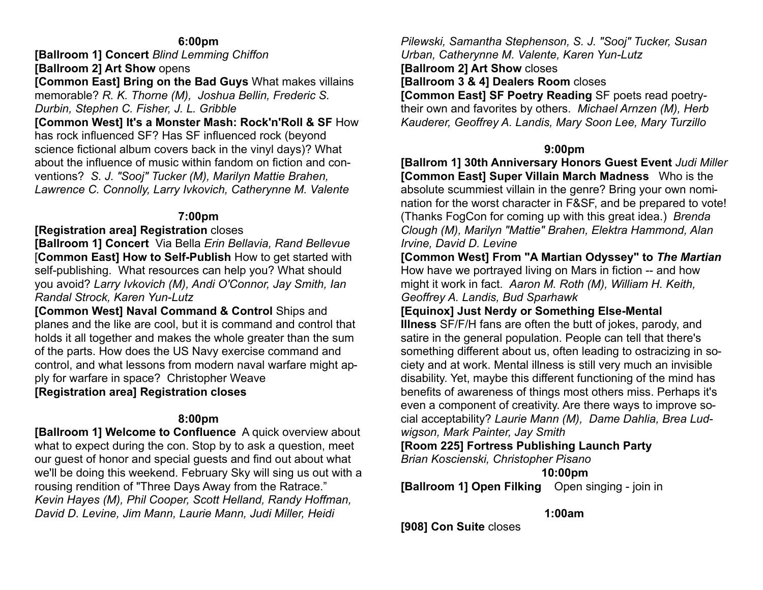**6:00pm**

**[Ballroom 1] Concert** *Blind Lemming Chiffon*

**[Ballroom 2] Art Show** opens

**[Common East] Bring on the Bad Guys** What makes villains memorable? *R. K. Thorne (M), Joshua Bellin, Frederic S. Durbin, Stephen C. Fisher, J. L. Gribble*

**[Common West] It's a Monster Mash: Rock'n'Roll & SF** How has rock influenced SF? Has SF influenced rock (beyond science fictional album covers back in the vinyl days)? What about the influence of music within fandom on fiction and conventions? *S. J. "Sooj" Tucker (M), Marilyn Mattie Brahen, Lawrence C. Connolly, Larry Ivkovich, Catherynne M. Valente*

**7:00pm**

**[Registration area] Registration** closes

**[Ballroom 1] Concert** Via Bella *Erin Bellavia, Rand Bellevue*

[**Common East] How to Self-Publish** How to get started with self-publishing. What resources can help you? What should you avoid? *Larry Ivkovich (M), Andi O'Connor, Jay Smith, Ian Randal Strock, Karen Yun-Lutz*

**[Common West] Naval Command & Control** Ships and planes and the like are cool, but it is command and control that holds it all together and makes the whole greater than the sum of the parts. How does the US Navy exercise command and control, and what lessons from modern naval warfare might apply for warfare in space? Christopher Weave

**[Registration area] Registration closes**

**8:00pm**

**[Ballroom 1] Welcome to Confluence** A quick overview about what to expect during the con. Stop by to ask a question, meet our guest of honor and special guests and find out about what we'll be doing this weekend. February Sky will sing us out with a rousing rendition of "Three Days Away from the Ratrace." *Kevin Hayes (M), Phil Cooper, Scott Helland, Randy Hoffman, David D. Levine, Jim Mann, Laurie Mann, Judi Miller, Heidi Pilewski, Samantha Stephenson, S. J. "Sooj" Tucker, Susan Urban, Catherynne M. Valente, Karen Yun-Lutz*

**[Ballroom 2] Art Show** closes

**[Ballroom 3 & 4] Dealers Room** closes

**[Common East] SF Poetry Reading** SF poets read poetry-their own and favorites by others. *Michael Arnzen (M), Herb Kauderer, Geoffrey A. Landis, Mary Soon Lee, Mary Turzillo*

**9:00pm**

**[Ballrom 1] 30th Anniversary Honors Guest Event** *Judi Miller*

**[Common East] Super Villain March Madness** Who is the absolute scummiest villain in the genre? Bring your own nomination for the worst character in F&SF, and be prepared to vote! (Thanks FogCon for coming up with this great idea.) *Brenda Clough (M), Marilyn "Mattie" Brahen, Elektra Hammond, Alan Irvine, David D. Levine*

**[Common West] From "A Martian Odyssey" to *The Martian*** How have we portrayed living on Mars in fiction -- and how might it work in fact. *Aaron M. Roth (M), William H. Keith, Geoffrey A. Landis, Bud Sparhawk*

**[Equinox] Just Nerdy or Something Else-Mental Illness** SF/F/H fans are often the butt of jokes, parody, and satire in the general population. People can tell that there's something different about us, often leading to ostracizing in society and at work. Mental illness is still very much an invisible disability. Yet, maybe this different functioning of the mind has benefits of awareness of things most others miss. Perhaps it's even a component of creativity. Are there ways to improve social acceptability? *Laurie Mann (M), Dame Dahlia, Brea Ludwigson, Mark Painter, Jay Smith*

**[Room 225] Fortress Publishing Launch Party**
*Brian Koscienski, Christopher Pisano*

**10:00pm**

**[Ballroom 1] Open Filking** Open singing - join in

**1:00am**

**[908] Con Suite** closes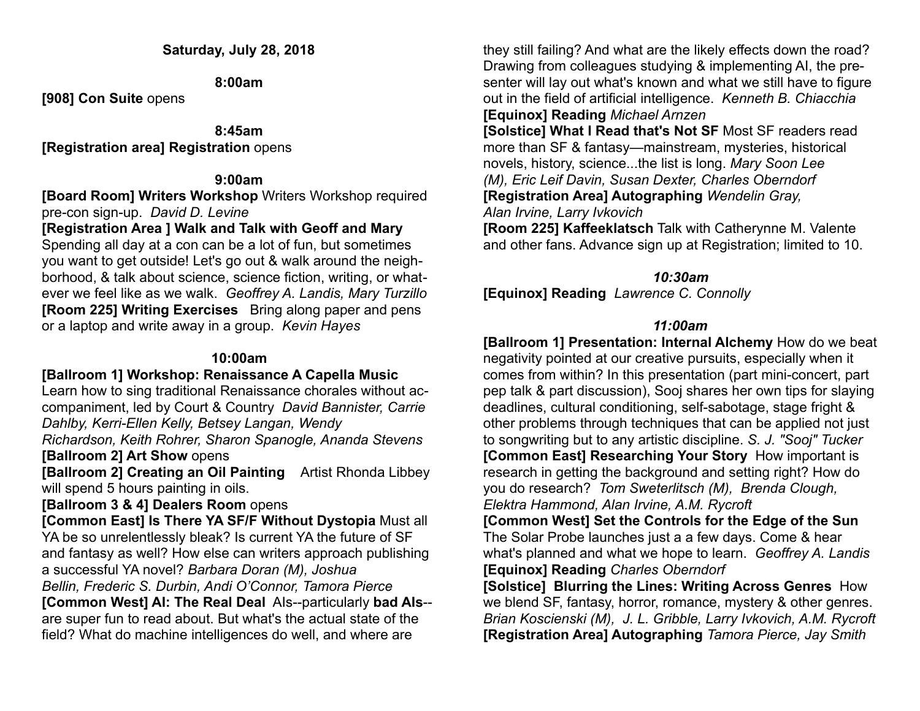## Saturday, July 28, 2018

### 8:00am

**[908] Con Suite** opens

### 8:45am

**[Registration area] Registration** opens

### 9:00am

**[Board Room] Writers Workshop** Writers Workshop required pre-con sign-up. *David D. Levine*

**[Registration Area ] Walk and Talk with Geoff and Mary** Spending all day at a con can be a lot of fun, but sometimes you want to get outside! Let's go out & walk around the neighborhood, & talk about science, science fiction, writing, or whatever we feel like as we walk. *Geoffrey A. Landis, Mary Turzillo*

**[Room 225] Writing Exercises** Bring along paper and pens or a laptop and write away in a group. *Kevin Hayes*

### 10:00am

**[Ballroom 1] Workshop: Renaissance A Capella Music** Learn how to sing traditional Renaissance chorales without accompaniment, led by Court & Country *David Bannister, Carrie Dahlby, Kerri-Ellen Kelly, Betsey Langan, Wendy Richardson, Keith Rohrer, Sharon Spanogle, Ananda Stevens*

**[Ballroom 2] Art Show** opens

**[Ballroom 2] Creating an Oil Painting** Artist Rhonda Libbey will spend 5 hours painting in oils.

**[Ballroom 3 & 4] Dealers Room** opens

**[Common East] Is There YA SF/F Without Dystopia** Must all YA be so unrelentlessly bleak? Is current YA the future of SF and fantasy as well? How else can writers approach publishing a successful YA novel? *Barbara Doran (M), Joshua Bellin, Frederic S. Durbin, Andi O'Connor, Tamora Pierce*

**[Common West] AI: The Real Deal** AIs--particularly **bad AIs**--are super fun to read about. But what's the actual state of the field? What do machine intelligences do well, and where are they still failing? And what are the likely effects down the road? Drawing from colleagues studying & implementing AI, the presenter will lay out what's known and what we still have to figure out in the field of artificial intelligence. *Kenneth B. Chiacchia*

**[Equinox] Reading** *Michael Arnzen*

**[Solstice] What I Read that's Not SF** Most SF readers read more than SF & fantasy—mainstream, mysteries, historical novels, history, science...the list is long. *Mary Soon Lee (M), Eric Leif Davin, Susan Dexter, Charles Oberndorf*

**[Registration Area] Autographing** *Wendelin Gray, Alan Irvine, Larry Ivkovich*

**[Room 225] Kaffeeklatsch** Talk with Catherynne M. Valente and other fans. Advance sign up at Registration; limited to 10.

### *10:30am*

**[Equinox] Reading** *Lawrence C. Connolly*

### *11:00am*

**[Ballroom 1] Presentation: Internal Alchemy** How do we beat negativity pointed at our creative pursuits, especially when it comes from within? In this presentation (part mini-concert, part pep talk & part discussion), Sooj shares her own tips for slaying deadlines, cultural conditioning, self-sabotage, stage fright & other problems through techniques that can be applied not just to songwriting but to any artistic discipline. *S. J. "Sooj" Tucker*

**[Common East] Researching Your Story** How important is research in getting the background and setting right? How do you do research? *Tom Sweterlitsch (M), Brenda Clough, Elektra Hammond, Alan Irvine, A.M. Rycroft*

**[Common West] Set the Controls for the Edge of the Sun** The Solar Probe launches just a a few days. Come & hear what's planned and what we hope to learn. *Geoffrey A. Landis*

**[Equinox] Reading** *Charles Oberndorf*

**[Solstice] Blurring the Lines: Writing Across Genres** How we blend SF, fantasy, horror, romance, mystery & other genres. *Brian Koscienski (M), J. L. Gribble, Larry Ivkovich, A.M. Rycroft*

**[Registration Area] Autographing** *Tamora Pierce, Jay Smith*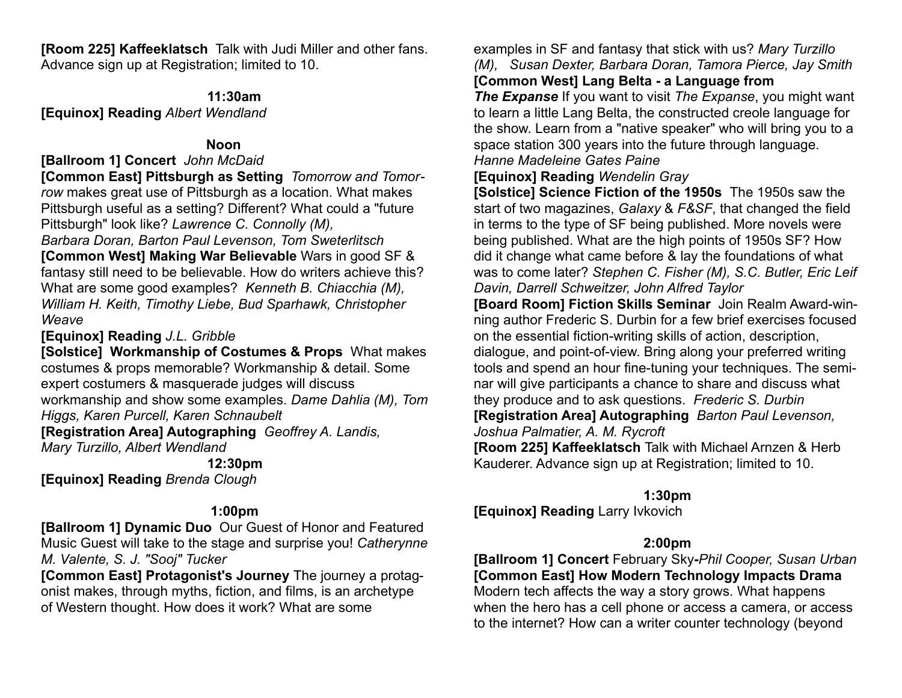**[Room 225] Kaffeeklatsch** Talk with Judi Miller and other fans. Advance sign up at Registration; limited to 10.

**11:30am**

**[Equinox] Reading** *Albert Wendland*

**Noon**

**[Ballroom 1] Concert** *John McDaid*

**[Common East] Pittsburgh as Setting** *Tomorrow and Tomorrow* makes great use of Pittsburgh as a location. What makes Pittsburgh useful as a setting? Different? What could a "future Pittsburgh" look like? *Lawrence C. Connolly (M), Barbara Doran, Barton Paul Levenson, Tom Sweterlitsch*

**[Common West] Making War Believable** Wars in good SF & fantasy still need to be believable. How do writers achieve this? What are some good examples? *Kenneth B. Chiacchia (M), William H. Keith, Timothy Liebe, Bud Sparhawk, Christopher Weave*

**[Equinox] Reading** *J.L. Gribble*

**[Solstice] Workmanship of Costumes & Props** What makes costumes & props memorable? Workmanship & detail. Some expert costumers & masquerade judges will discuss workmanship and show some examples. *Dame Dahlia (M), Tom Higgs, Karen Purcell, Karen Schnaubelt*

**[Registration Area] Autographing** *Geoffrey A. Landis, Mary Turzillo, Albert Wendland*

**12:30pm**

**[Equinox] Reading** *Brenda Clough*

**1:00pm**

**[Ballroom 1] Dynamic Duo** Our Guest of Honor and Featured Music Guest will take to the stage and surprise you! *Catherynne M. Valente, S. J. "Sooj" Tucker*

**[Common East] Protagonist's Journey** The journey a protagonist makes, through myths, fiction, and films, is an archetype of Western thought. How does it work? What are some examples in SF and fantasy that stick with us? *Mary Turzillo (M), Susan Dexter, Barbara Doran, Tamora Pierce, Jay Smith*

**[Common West] Lang Belta - a Language from *The Expanse*** If you want to visit *The Expanse*, you might want to learn a little Lang Belta, the constructed creole language for the show. Learn from a "native speaker" who will bring you to a space station 300 years into the future through language. *Hanne Madeleine Gates Paine*

**[Equinox] Reading** *Wendelin Gray*

**[Solstice] Science Fiction of the 1950s** The 1950s saw the start of two magazines, *Galaxy* & *F&SF*, that changed the field in terms to the type of SF being published. More novels were being published. What are the high points of 1950s SF? How did it change what came before & lay the foundations of what was to come later? *Stephen C. Fisher (M), S.C. Butler, Eric Leif Davin, Darrell Schweitzer, John Alfred Taylor*

**[Board Room] Fiction Skills Seminar** Join Realm Award-winning author Frederic S. Durbin for a few brief exercises focused on the essential fiction-writing skills of action, description, dialogue, and point-of-view. Bring along your preferred writing tools and spend an hour fine-tuning your techniques. The seminar will give participants a chance to share and discuss what they produce and to ask questions. *Frederic S. Durbin*

**[Registration Area] Autographing** *Barton Paul Levenson, Joshua Palmatier, A. M. Rycroft*

**[Room 225] Kaffeeklatsch** Talk with Michael Arnzen & Herb Kauderer. Advance sign up at Registration; limited to 10.

**1:30pm**

**[Equinox] Reading** Larry Ivkovich

**2:00pm**

**[Ballroom 1] Concert** February Sky-*Phil Cooper, Susan Urban*

**[Common East] How Modern Technology Impacts Drama** Modern tech affects the way a story grows. What happens when the hero has a cell phone or access a camera, or access to the internet? How can a writer counter technology (beyond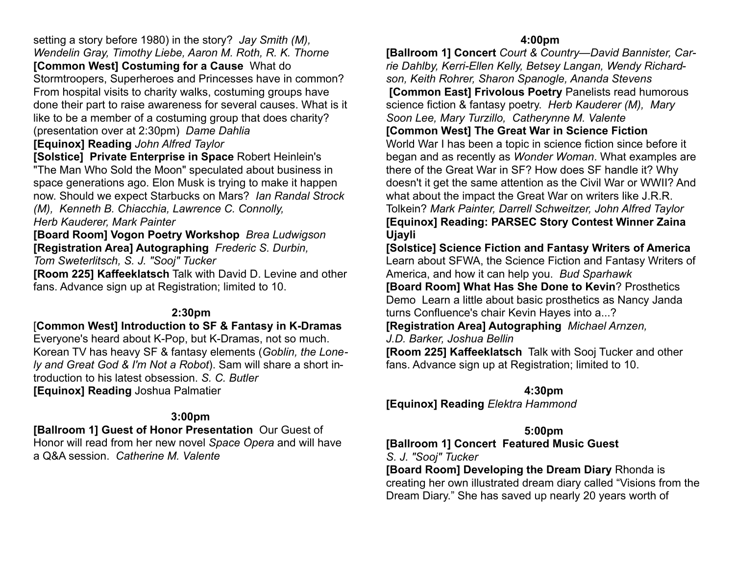setting a story before 1980) in the story? *Jay Smith (M), Wendelin Gray, Timothy Liebe, Aaron M. Roth, R. K. Thorne*

**[Common West] Costuming for a Cause** What do Stormtroopers, Superheroes and Princesses have in common? From hospital visits to charity walks, costuming groups have done their part to raise awareness for several causes. What is it like to be a member of a costuming group that does charity? (presentation over at 2:30pm) *Dame Dahlia*

**[Equinox] Reading** *John Alfred Taylor*

**[Solstice] Private Enterprise in Space** Robert Heinlein's "The Man Who Sold the Moon" speculated about business in space generations ago. Elon Musk is trying to make it happen now. Should we expect Starbucks on Mars? *Ian Randal Strock (M), Kenneth B. Chiacchia, Lawrence C. Connolly, Herb Kauderer, Mark Painter*

**[Board Room] Vogon Poetry Workshop** *Brea Ludwigson*

**[Registration Area] Autographing** *Frederic S. Durbin, Tom Sweterlitsch, S. J. "Sooj" Tucker*

**[Room 225] Kaffeeklatsch** Talk with David D. Levine and other fans. Advance sign up at Registration; limited to 10.

### 2:30pm

[**Common West] Introduction to SF & Fantasy in K-Dramas** Everyone's heard about K-Pop, but K-Dramas, not so much. Korean TV has heavy SF & fantasy elements (*Goblin, the Lonely and Great God & I'm Not a Robot*). Sam will share a short introduction to his latest obsession. *S. C. Butler*

**[Equinox] Reading** Joshua Palmatier

### 3:00pm

**[Ballroom 1] Guest of Honor Presentation** Our Guest of Honor will read from her new novel *Space Opera* and will have a Q&A session. *Catherine M. Valente*

### 4:00pm

**[Ballroom 1] Concert** *Court & Country—David Bannister, Carrie Dahlby, Kerri-Ellen Kelly, Betsey Langan, Wendy Richardson, Keith Rohrer, Sharon Spanogle, Ananda Stevens*

**[Common East] Frivolous Poetry** Panelists read humorous science fiction & fantasy poetry. *Herb Kauderer (M), Mary Soon Lee, Mary Turzillo, Catherynne M. Valente*

**[Common West] The Great War in Science Fiction** World War I has been a topic in science fiction since before it began and as recently as *Wonder Woman*. What examples are there of the Great War in SF? How does SF handle it? Why doesn't it get the same attention as the Civil War or WWII? And what about the impact the Great War on writers like J.R.R. Tolkein? *Mark Painter, Darrell Schweitzer, John Alfred Taylor*

**[Equinox] Reading: PARSEC Story Contest Winner Zaina Ujayli**

**[Solstice] Science Fiction and Fantasy Writers of America** Learn about SFWA, the Science Fiction and Fantasy Writers of America, and how it can help you. *Bud Sparhawk*

**[Board Room] What Has She Done to Kevin**? Prosthetics Demo Learn a little about basic prosthetics as Nancy Janda turns Confluence's chair Kevin Hayes into a...?

**[Registration Area] Autographing** *Michael Arnzen, J.D. Barker, Joshua Bellin*

**[Room 225] Kaffeeklatsch** Talk with Sooj Tucker and other fans. Advance sign up at Registration; limited to 10.

### 4:30pm

**[Equinox] Reading** *Elektra Hammond*

### 5:00pm

**[Ballroom 1] Concert Featured Music Guest** *S. J. "Sooj" Tucker*

**[Board Room] Developing the Dream Diary** Rhonda is creating her own illustrated dream diary called "Visions from the Dream Diary." She has saved up nearly 20 years worth of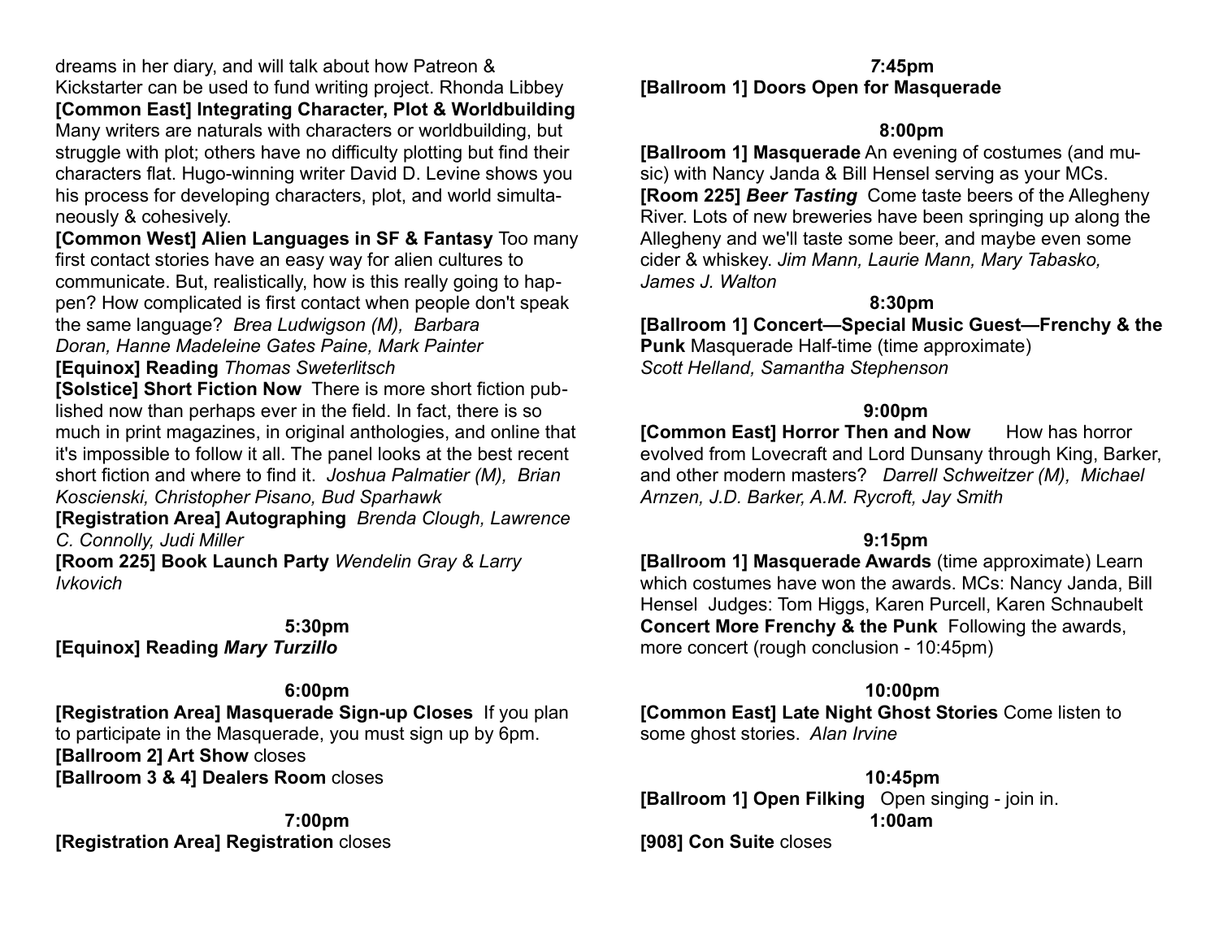dreams in her diary, and will talk about how Patreon & Kickstarter can be used to fund writing project. Rhonda Libbey

**[Common East] Integrating Character, Plot & Worldbuilding** Many writers are naturals with characters or worldbuilding, but struggle with plot; others have no difficulty plotting but find their characters flat. Hugo-winning writer David D. Levine shows you his process for developing characters, plot, and world simultaneously & cohesively.

**[Common West] Alien Languages in SF & Fantasy** Too many first contact stories have an easy way for alien cultures to communicate. But, realistically, how is this really going to happen? How complicated is first contact when people don't speak the same language? *Brea Ludwigson (M), Barbara Doran, Hanne Madeleine Gates Paine, Mark Painter*

**[Equinox] Reading** *Thomas Sweterlitsch*

**[Solstice] Short Fiction Now** There is more short fiction published now than perhaps ever in the field. In fact, there is so much in print magazines, in original anthologies, and online that it's impossible to follow it all. The panel looks at the best recent short fiction and where to find it. *Joshua Palmatier (M), Brian Koscienski, Christopher Pisano, Bud Sparhawk*

**[Registration Area] Autographing** *Brenda Clough, Lawrence C. Connolly, Judi Miller*

**[Room 225] Book Launch Party** *Wendelin Gray & Larry Ivkovich*

**5:30pm**

**[Equinox] Reading *Mary Turzillo***

**6:00pm**

**[Registration Area] Masquerade Sign-up Closes** If you plan to participate in the Masquerade, you must sign up by 6pm.

**[Ballroom 2] Art Show** closes

**[Ballroom 3 & 4] Dealers Room** closes

**7:00pm**

**[Registration Area] Registration** closes

**7:45pm**

**[Ballroom 1] Doors Open for Masquerade**

**8:00pm**

**[Ballroom 1] Masquerade** An evening of costumes (and music) with Nancy Janda & Bill Hensel serving as your MCs.

**[Room 225] *Beer Tasting*** Come taste beers of the Allegheny River. Lots of new breweries have been springing up along the Allegheny and we'll taste some beer, and maybe even some cider & whiskey. *Jim Mann, Laurie Mann, Mary Tabasko, James J. Walton*

**8:30pm**

**[Ballroom 1] Concert—Special Music Guest—Frenchy & the Punk** Masquerade Half-time (time approximate) *Scott Helland, Samantha Stephenson*

**9:00pm**

**[Common East] Horror Then and Now** How has horror evolved from Lovecraft and Lord Dunsany through King, Barker, and other modern masters? *Darrell Schweitzer (M), Michael Arnzen, J.D. Barker, A.M. Rycroft, Jay Smith*

**9:15pm**

**[Ballroom 1] Masquerade Awards** (time approximate) Learn which costumes have won the awards. MCs: Nancy Janda, Bill Hensel Judges: Tom Higgs, Karen Purcell, Karen Schnaubelt

**Concert More Frenchy & the Punk** Following the awards, more concert (rough conclusion - 10:45pm)

**10:00pm**

**[Common East] Late Night Ghost Stories** Come listen to some ghost stories. *Alan Irvine*

**10:45pm**

**[Ballroom 1] Open Filking** Open singing - join in.

**1:00am**

**[908] Con Suite** closes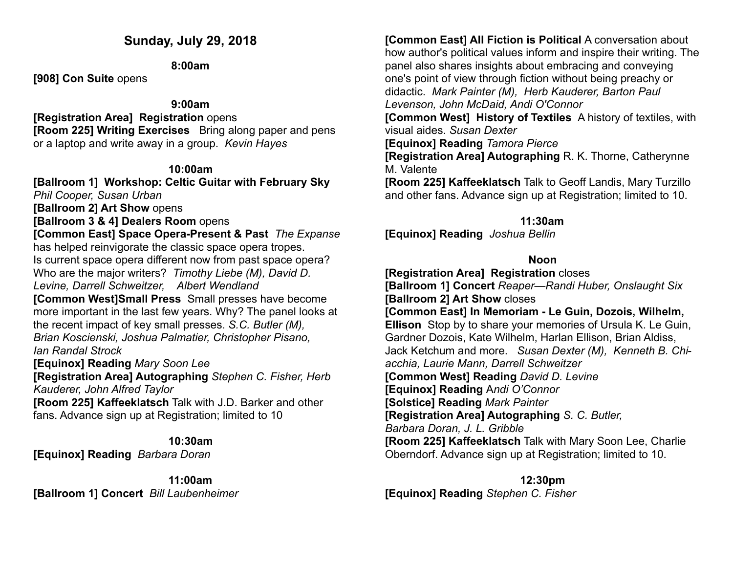## Sunday, July 29, 2018

**8:00am**

**[908] Con Suite** opens

**9:00am**

**[Registration Area] Registration** opens
**[Room 225] Writing Exercises** Bring along paper and pens or a laptop and write away in a group. *Kevin Hayes*

**10:00am**

**[Ballroom 1] Workshop: Celtic Guitar with February Sky** *Phil Cooper, Susan Urban*
**[Ballroom 2] Art Show** opens
**[Ballroom 3 & 4] Dealers Room** opens
**[Common East] Space Opera-Present & Past** *The Expanse* has helped reinvigorate the classic space opera tropes. Is current space opera different now from past space opera? Who are the major writers? *Timothy Liebe (M), David D. Levine, Darrell Schweitzer, Albert Wendland*
**[Common West]Small Press** Small presses have become more important in the last few years. Why? The panel looks at the recent impact of key small presses. *S.C. Butler (M), Brian Koscienski, Joshua Palmatier, Christopher Pisano, Ian Randal Strock*
**[Equinox] Reading** *Mary Soon Lee*
**[Registration Area] Autographing** *Stephen C. Fisher, Herb Kauderer, John Alfred Taylor*
**[Room 225] Kaffeeklatsch** Talk with J.D. Barker and other fans. Advance sign up at Registration; limited to 10

**10:30am**

**[Equinox] Reading** *Barbara Doran*

**11:00am**

**[Ballroom 1] Concert** *Bill Laubenheimer*
**[Common East] All Fiction is Political** A conversation about how author's political values inform and inspire their writing. The panel also shares insights about embracing and conveying one's point of view through fiction without being preachy or didactic. *Mark Painter (M), Herb Kauderer, Barton Paul Levenson, John McDaid, Andi O'Connor*
**[Common West] History of Textiles** A history of textiles, with visual aides. *Susan Dexter*
**[Equinox] Reading** *Tamora Pierce*
**[Registration Area] Autographing** R. K. Thorne, Catherynne M. Valente
**[Room 225] Kaffeeklatsch** Talk to Geoff Landis, Mary Turzillo and other fans. Advance sign up at Registration; limited to 10.

**11:30am**

**[Equinox] Reading** *Joshua Bellin*

**Noon**

**[Registration Area] Registration** closes
**[Ballroom 1] Concert** *Reaper—Randi Huber, Onslaught Six*
**[Ballroom 2] Art Show** closes
**[Common East] In Memoriam - Le Guin, Dozois, Wilhelm, Ellison** Stop by to share your memories of Ursula K. Le Guin, Gardner Dozois, Kate Wilhelm, Harlan Ellison, Brian Aldiss, Jack Ketchum and more. *Susan Dexter (M), Kenneth B. Chiacchia, Laurie Mann, Darrell Schweitzer*
**[Common West] Reading** *David D. Levine*
**[Equinox] Reading** A*ndi O'Connor*
**[Solstice] Reading** *Mark Painter*
**[Registration Area] Autographing** *S. C. Butler, Barbara Doran, J. L. Gribble*
**[Room 225] Kaffeeklatsch** Talk with Mary Soon Lee, Charlie Oberndorf. Advance sign up at Registration; limited to 10.

**12:30pm**

**[Equinox] Reading** *Stephen C. Fisher*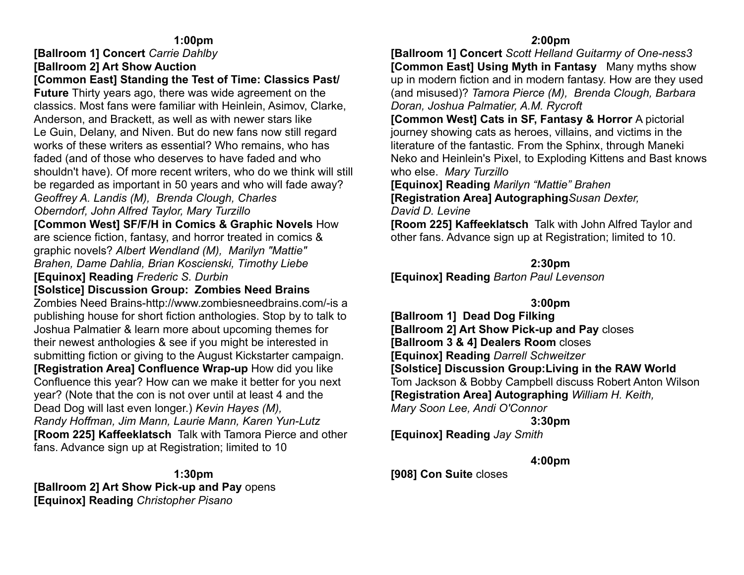### 1:00pm

**[Ballroom 1] Concert** *Carrie Dahlby*
**[Ballroom 2] Art Show Auction**
**[Common East] Standing the Test of Time: Classics Past/ Future** Thirty years ago, there was wide agreement on the classics. Most fans were familiar with Heinlein, Asimov, Clarke, Anderson, and Brackett, as well as with newer stars like Le Guin, Delany, and Niven. But do new fans now still regard works of these writers as essential? Who remains, who has faded (and of those who deserves to have faded and who shouldn't have). Of more recent writers, who do we think will still be regarded as important in 50 years and who will fade away? *Geoffrey A. Landis (M), Brenda Clough, Charles Oberndorf, John Alfred Taylor, Mary Turzillo*
**[Common West] SF/F/H in Comics & Graphic Novels** How are science fiction, fantasy, and horror treated in comics & graphic novels? *Albert Wendland (M), Marilyn "Mattie" Brahen, Dame Dahlia, Brian Koscienski, Timothy Liebe*
**[Equinox] Reading** *Frederic S. Durbin*
**[Solstice] Discussion Group: Zombies Need Brains** Zombies Need Brains-http://www.zombiesneedbrains.com/-is a publishing house for short fiction anthologies. Stop by to talk to Joshua Palmatier & learn more about upcoming themes for their newest anthologies & see if you might be interested in submitting fiction or giving to the August Kickstarter campaign.
**[Registration Area] Confluence Wrap-up** How did you like Confluence this year? How can we make it better for you next year? (Note that the con is not over until at least 4 and the Dead Dog will last even longer.) *Kevin Hayes (M), Randy Hoffman, Jim Mann, Laurie Mann, Karen Yun-Lutz*
**[Room 225] Kaffeeklatsch** Talk with Tamora Pierce and other fans. Advance sign up at Registration; limited to 10

### 1:30pm

**[Ballroom 2] Art Show Pick-up and Pay** opens
**[Equinox] Reading** *Christopher Pisano*

### 2:00pm

**[Ballroom 1] Concert** *Scott Helland Guitarmy of One-ness3*
**[Common East] Using Myth in Fantasy** Many myths show up in modern fiction and in modern fantasy. How are they used (and misused)? *Tamora Pierce (M), Brenda Clough, Barbara Doran, Joshua Palmatier, A.M. Rycroft*
**[Common West] Cats in SF, Fantasy & Horror** A pictorial journey showing cats as heroes, villains, and victims in the literature of the fantastic. From the Sphinx, through Maneki Neko and Heinlein's Pixel, to Exploding Kittens and Bast knows who else. *Mary Turzillo*
**[Equinox] Reading** *Marilyn "Mattie" Brahen*
**[Registration Area] Autographing** *Susan Dexter, David D. Levine*
**[Room 225] Kaffeeklatsch** Talk with John Alfred Taylor and other fans. Advance sign up at Registration; limited to 10.

### 2:30pm

**[Equinox] Reading** *Barton Paul Levenson*

### 3:00pm

**[Ballroom 1] Dead Dog Filking**
**[Ballroom 2] Art Show Pick-up and Pay** closes
**[Ballroom 3 & 4] Dealers Room** closes
**[Equinox] Reading** *Darrell Schweitzer*
**[Solstice] Discussion Group:Living in the RAW World** Tom Jackson & Bobby Campbell discuss Robert Anton Wilson
**[Registration Area] Autographing** *William H. Keith, Mary Soon Lee, Andi O'Connor*

### 3:30pm

**[Equinox] Reading** *Jay Smith*

### 4:00pm

**[908] Con Suite** closes